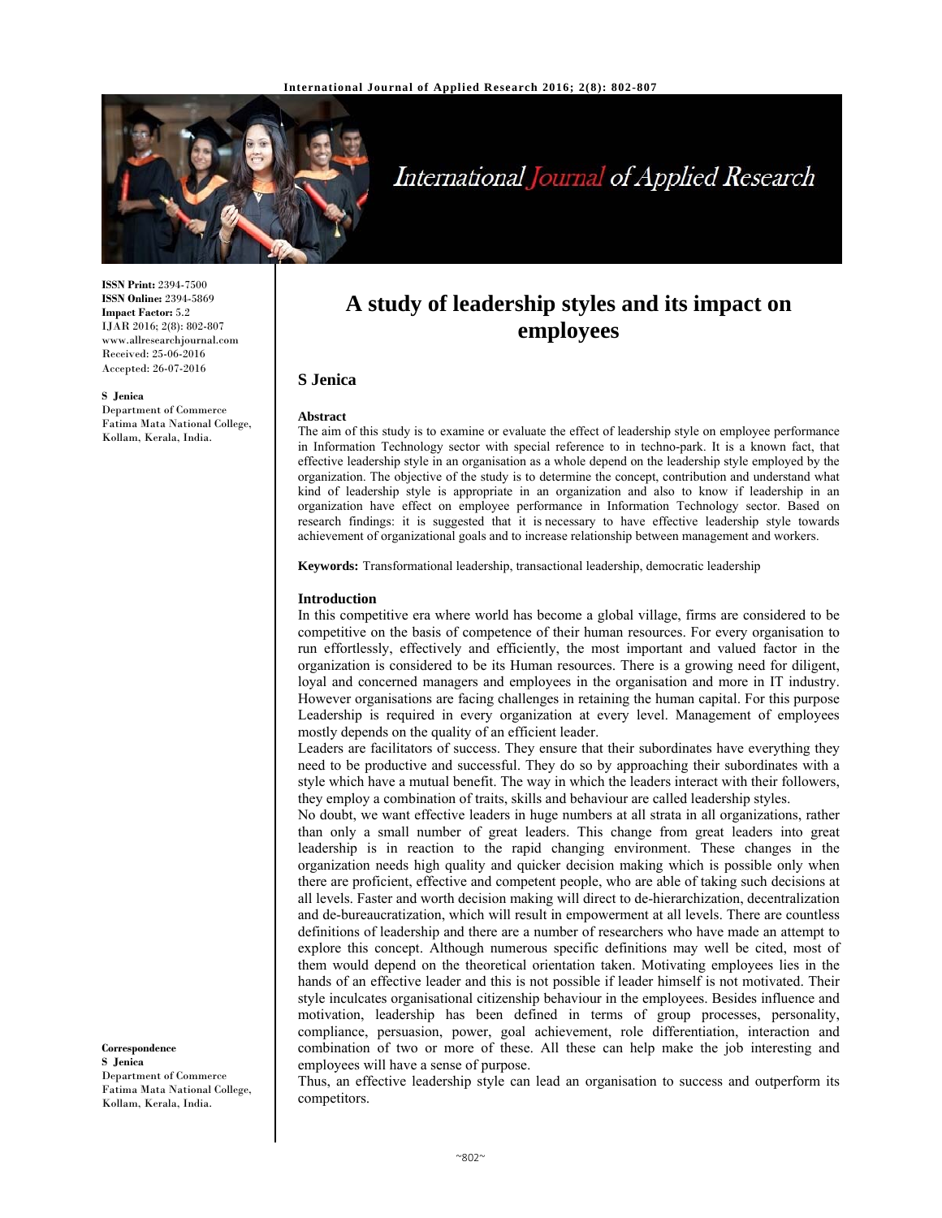ISSN Print: 2394-7500
ISSN Online: 2394-5869
Impact Factor: 5.2
IJAR 2016; 2(8): 802-807
www.allresearchjournal.com
Received: 25-06-2016
Accepted: 26-07-2016

**S Jenica**
Department of Commerce
Fatima Mata National College,
Kollam, Kerala, India.

**Correspondence**
**S Jenica**
Department of Commerce
Fatima Mata National College,
Kollam, Kerala, India.

# A study of leadership styles and its impact on employees

## S Jenica

### Abstract

The aim of this study is to examine or evaluate the effect of leadership style on employee performance in Information Technology sector with special reference to in techno-park. It is a known fact, that effective leadership style in an organisation as a whole depend on the leadership style employed by the organization. The objective of the study is to determine the concept, contribution and understand what kind of leadership style is appropriate in an organization and also to know if leadership in an organization have effect on employee performance in Information Technology sector. Based on research findings: it is suggested that it is necessary to have effective leadership style towards achievement of organizational goals and to increase relationship between management and workers.

**Keywords:** Transformational leadership, transactional leadership, democratic leadership

### Introduction

In this competitive era where world has become a global village, firms are considered to be competitive on the basis of competence of their human resources. For every organisation to run effortlessly, effectively and efficiently, the most important and valued factor in the organization is considered to be its Human resources. There is a growing need for diligent, loyal and concerned managers and employees in the organisation and more in IT industry. However organisations are facing challenges in retaining the human capital. For this purpose Leadership is required in every organization at every level. Management of employees mostly depends on the quality of an efficient leader.

Leaders are facilitators of success. They ensure that their subordinates have everything they need to be productive and successful. They do so by approaching their subordinates with a style which have a mutual benefit. The way in which the leaders interact with their followers, they employ a combination of traits, skills and behaviour are called leadership styles.

No doubt, we want effective leaders in huge numbers at all strata in all organizations, rather than only a small number of great leaders. This change from great leaders into great leadership is in reaction to the rapid changing environment. These changes in the organization needs high quality and quicker decision making which is possible only when there are proficient, effective and competent people, who are able of taking such decisions at all levels. Faster and worth decision making will direct to de-hierarchization, decentralization and de-bureaucratization, which will result in empowerment at all levels. There are countless definitions of leadership and there are a number of researchers who have made an attempt to explore this concept. Although numerous specific definitions may well be cited, most of them would depend on the theoretical orientation taken. Motivating employees lies in the hands of an effective leader and this is not possible if leader himself is not motivated. Their style inculcates organisational citizenship behaviour in the employees. Besides influence and motivation, leadership has been defined in terms of group processes, personality, compliance, persuasion, power, goal achievement, role differentiation, interaction and combination of two or more of these. All these can help make the job interesting and employees will have a sense of purpose.

Thus, an effective leadership style can lead an organisation to success and outperform its competitors.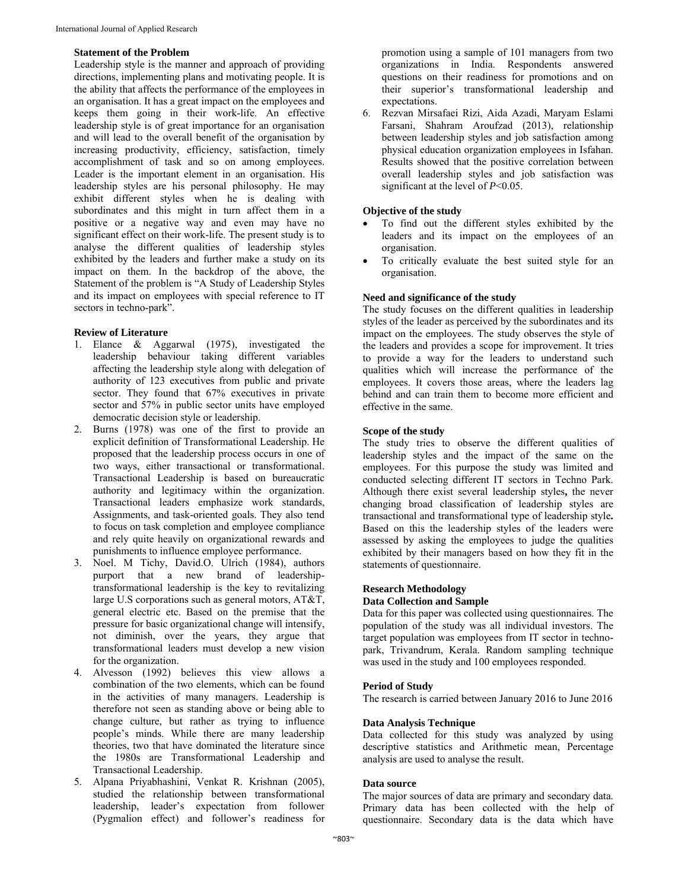**Statement of the Problem**

Leadership style is the manner and approach of providing directions, implementing plans and motivating people. It is the ability that affects the performance of the employees in an organisation. It has a great impact on the employees and keeps them going in their work-life. An effective leadership style is of great importance for an organisation and will lead to the overall benefit of the organisation by increasing productivity, efficiency, satisfaction, timely accomplishment of task and so on among employees. Leader is the important element in an organisation. His leadership styles are his personal philosophy. He may exhibit different styles when he is dealing with subordinates and this might in turn affect them in a positive or a negative way and even may have no significant effect on their work-life. The present study is to analyse the different qualities of leadership styles exhibited by the leaders and further make a study on its impact on them. In the backdrop of the above, the Statement of the problem is "A Study of Leadership Styles and its impact on employees with special reference to IT sectors in techno-park".

**Review of Literature**

1. Elance & Aggarwal (1975), investigated the leadership behaviour taking different variables affecting the leadership style along with delegation of authority of 123 executives from public and private sector. They found that 67% executives in private sector and 57% in public sector units have employed democratic decision style or leadership.
2. Burns (1978) was one of the first to provide an explicit definition of Transformational Leadership. He proposed that the leadership process occurs in one of two ways, either transactional or transformational. Transactional Leadership is based on bureaucratic authority and legitimacy within the organization. Transactional leaders emphasize work standards, Assignments, and task-oriented goals. They also tend to focus on task completion and employee compliance and rely quite heavily on organizational rewards and punishments to influence employee performance.
3. Noel. M Tichy, David.O. Ulrich (1984), authors purport that a new brand of leadership-transformational leadership is the key to revitalizing large U.S corporations such as general motors, AT&T, general electric etc. Based on the premise that the pressure for basic organizational change will intensify, not diminish, over the years, they argue that transformational leaders must develop a new vision for the organization.
4. Alvesson (1992) believes this view allows a combination of the two elements, which can be found in the activities of many managers. Leadership is therefore not seen as standing above or being able to change culture, but rather as trying to influence people's minds. While there are many leadership theories, two that have dominated the literature since the 1980s are Transformational Leadership and Transactional Leadership.
5. Alpana Priyabhashini, Venkat R. Krishnan (2005), studied the relationship between transformational leadership, leader's expectation from follower (Pygmalion effect) and follower's readiness for promotion using a sample of 101 managers from two organizations in India. Respondents answered questions on their readiness for promotions and on their superior's transformational leadership and expectations.
6. Rezvan Mirsafaei Rizi, Aida Azadi, Maryam Eslami Farsani, Shahram Aroufzad (2013), relationship between leadership styles and job satisfaction among physical education organization employees in Isfahan. Results showed that the positive correlation between overall leadership styles and job satisfaction was significant at the level of $P<0.05$.

**Objective of the study**

- To find out the different styles exhibited by the leaders and its impact on the employees of an organisation.
- To critically evaluate the best suited style for an organisation.

**Need and significance of the study**

The study focuses on the different qualities in leadership styles of the leader as perceived by the subordinates and its impact on the employees. The study observes the style of the leaders and provides a scope for improvement. It tries to provide a way for the leaders to understand such qualities which will increase the performance of the employees. It covers those areas, where the leaders lag behind and can train them to become more efficient and effective in the same.

**Scope of the study**

The study tries to observe the different qualities of leadership styles and the impact of the same on the employees. For this purpose the study was limited and conducted selecting different IT sectors in Techno Park. Although there exist several leadership styles**,** the never changing broad classification of leadership styles are transactional and transformational type of leadership style**.** Based on this the leadership styles of the leaders were assessed by asking the employees to judge the qualities exhibited by their managers based on how they fit in the statements of questionnaire.

**Research Methodology**

**Data Collection and Sample**

Data for this paper was collected using questionnaires. The population of the study was all individual investors. The target population was employees from IT sector in techno-park, Trivandrum, Kerala. Random sampling technique was used in the study and 100 employees responded.

**Period of Study**

The research is carried between January 2016 to June 2016

**Data Analysis Technique**

Data collected for this study was analyzed by using descriptive statistics and Arithmetic mean, Percentage analysis are used to analyse the result.

**Data source**

The major sources of data are primary and secondary data. Primary data has been collected with the help of questionnaire. Secondary data is the data which have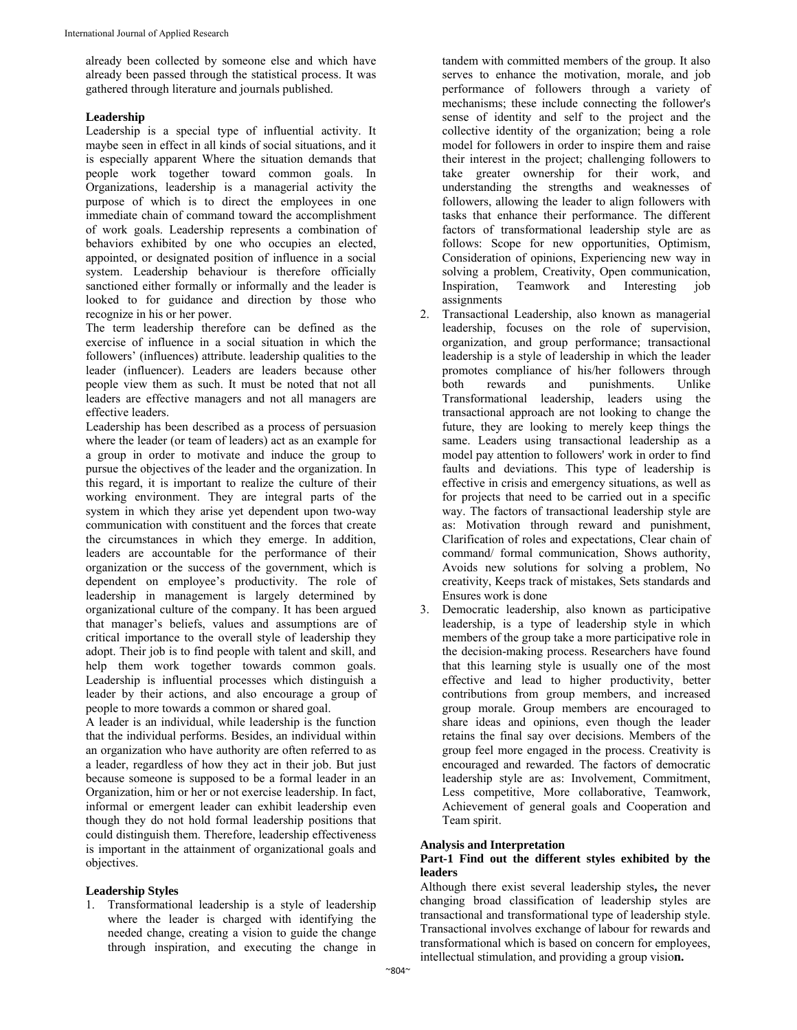already been collected by someone else and which have already been passed through the statistical process. It was gathered through literature and journals published.

**Leadership**

Leadership is a special type of influential activity. It maybe seen in effect in all kinds of social situations, and it is especially apparent Where the situation demands that people work together toward common goals. In Organizations, leadership is a managerial activity the purpose of which is to direct the employees in one immediate chain of command toward the accomplishment of work goals. Leadership represents a combination of behaviors exhibited by one who occupies an elected, appointed, or designated position of influence in a social system. Leadership behaviour is therefore officially sanctioned either formally or informally and the leader is looked to for guidance and direction by those who recognize in his or her power.

The term leadership therefore can be defined as the exercise of influence in a social situation in which the followers' (influences) attribute. leadership qualities to the leader (influencer). Leaders are leaders because other people view them as such. It must be noted that not all leaders are effective managers and not all managers are effective leaders.

Leadership has been described as a process of persuasion where the leader (or team of leaders) act as an example for a group in order to motivate and induce the group to pursue the objectives of the leader and the organization. In this regard, it is important to realize the culture of their working environment. They are integral parts of the system in which they arise yet dependent upon two-way communication with constituent and the forces that create the circumstances in which they emerge. In addition, leaders are accountable for the performance of their organization or the success of the government, which is dependent on employee's productivity. The role of leadership in management is largely determined by organizational culture of the company. It has been argued that manager's beliefs, values and assumptions are of critical importance to the overall style of leadership they adopt. Their job is to find people with talent and skill, and help them work together towards common goals. Leadership is influential processes which distinguish a leader by their actions, and also encourage a group of people to more towards a common or shared goal.

A leader is an individual, while leadership is the function that the individual performs. Besides, an individual within an organization who have authority are often referred to as a leader, regardless of how they act in their job. But just because someone is supposed to be a formal leader in an Organization, him or her or not exercise leadership. In fact, informal or emergent leader can exhibit leadership even though they do not hold formal leadership positions that could distinguish them. Therefore, leadership effectiveness is important in the attainment of organizational goals and objectives.

**Leadership Styles**

1. Transformational leadership is a style of leadership where the leader is charged with identifying the needed change, creating a vision to guide the change through inspiration, and executing the change in tandem with committed members of the group. It also serves to enhance the motivation, morale, and job performance of followers through a variety of mechanisms; these include connecting the follower's sense of identity and self to the project and the collective identity of the organization; being a role model for followers in order to inspire them and raise their interest in the project; challenging followers to take greater ownership for their work, and understanding the strengths and weaknesses of followers, allowing the leader to align followers with tasks that enhance their performance. The different factors of transformational leadership style are as follows: Scope for new opportunities, Optimism, Consideration of opinions, Experiencing new way in solving a problem, Creativity, Open communication, Inspiration, Teamwork and Interesting job assignments
2. Transactional Leadership, also known as managerial leadership, focuses on the role of supervision, organization, and group performance; transactional leadership is a style of leadership in which the leader promotes compliance of his/her followers through both rewards and punishments. Unlike Transformational leadership, leaders using the transactional approach are not looking to change the future, they are looking to merely keep things the same. Leaders using transactional leadership as a model pay attention to followers' work in order to find faults and deviations. This type of leadership is effective in crisis and emergency situations, as well as for projects that need to be carried out in a specific way. The factors of transactional leadership style are as: Motivation through reward and punishment, Clarification of roles and expectations, Clear chain of command/ formal communication, Shows authority, Avoids new solutions for solving a problem, No creativity, Keeps track of mistakes, Sets standards and Ensures work is done
3. Democratic leadership, also known as participative leadership, is a type of leadership style in which members of the group take a more participative role in the decision-making process. Researchers have found that this learning style is usually one of the most effective and lead to higher productivity, better contributions from group members, and increased group morale. Group members are encouraged to share ideas and opinions, even though the leader retains the final say over decisions. Members of the group feel more engaged in the process. Creativity is encouraged and rewarded. The factors of democratic leadership style are as: Involvement, Commitment, Less competitive, More collaborative, Teamwork, Achievement of general goals and Cooperation and Team spirit.

**Analysis and Interpretation**

**Part-1 Find out the different styles exhibited by the leaders**

Although there exist several leadership styles**,** the never changing broad classification of leadership styles are transactional and transformational type of leadership style. Transactional involves exchange of labour for rewards and transformational which is based on concern for employees, intellectual stimulation, and providing a group visio**n.**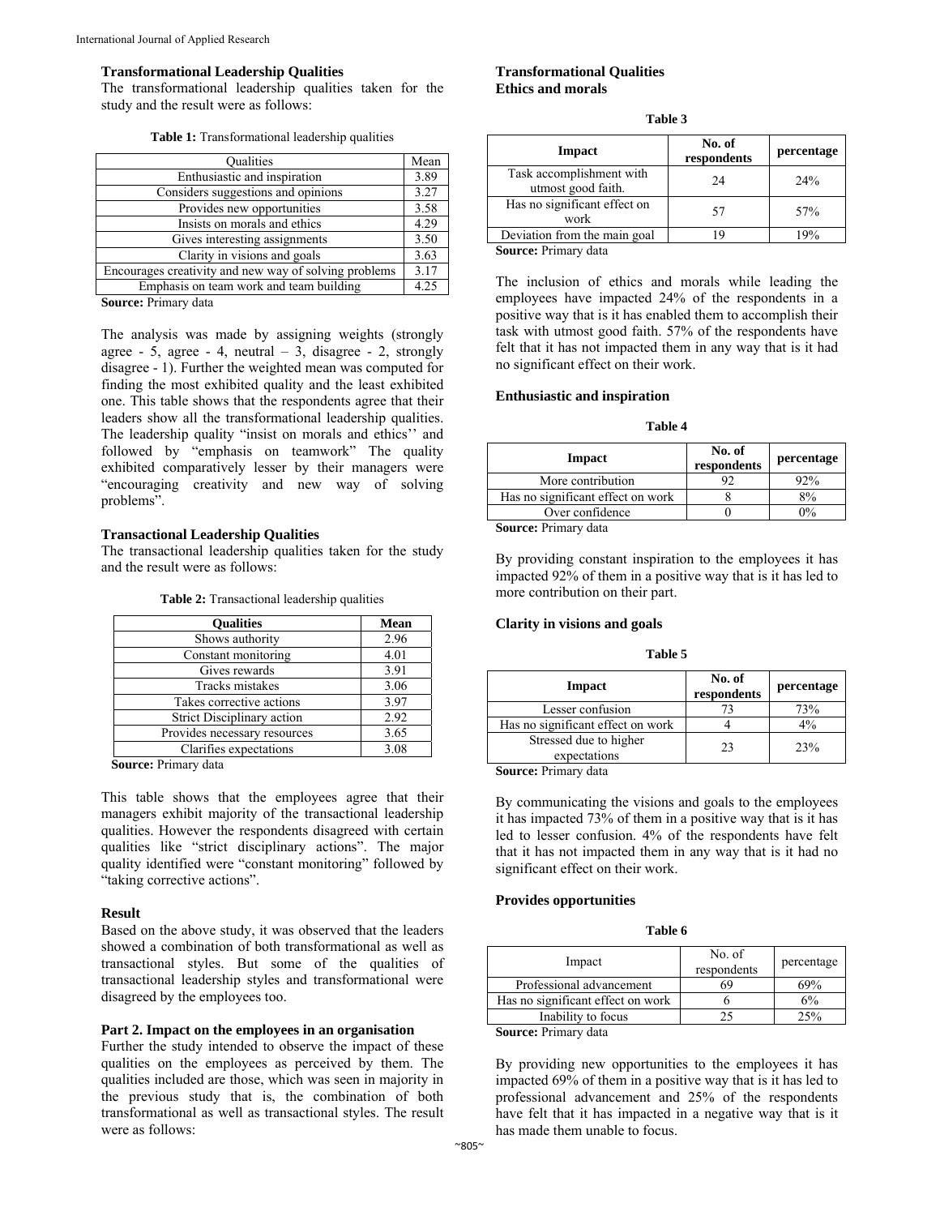### Transformational Leadership Qualities

The transformational leadership qualities taken for the study and the result were as follows:

**Table 1:** Transformational leadership qualities

| Qualities | Mean |
|---|---|
| Enthusiastic and inspiration | 3.89 |
| Considers suggestions and opinions | 3.27 |
| Provides new opportunities | 3.58 |
| Insists on morals and ethics | 4.29 |
| Gives interesting assignments | 3.50 |
| Clarity in visions and goals | 3.63 |
| Encourages creativity and new way of solving problems | 3.17 |
| Emphasis on team work and team building | 4.25 |

**Source:** Primary data

The analysis was made by assigning weights (strongly agree - 5, agree - 4, neutral – 3, disagree - 2, strongly disagree - 1). Further the weighted mean was computed for finding the most exhibited quality and the least exhibited one. This table shows that the respondents agree that their leaders show all the transformational leadership qualities. The leadership quality "insist on morals and ethics'' and followed by "emphasis on teamwork" The quality exhibited comparatively lesser by their managers were "encouraging creativity and new way of solving problems".

### Transactional Leadership Qualities

The transactional leadership qualities taken for the study and the result were as follows:

**Table 2:** Transactional leadership qualities

| Qualities | Mean |
|---|---|
| Shows authority | 2.96 |
| Constant monitoring | 4.01 |
| Gives rewards | 3.91 |
| Tracks mistakes | 3.06 |
| Takes corrective actions | 3.97 |
| Strict Disciplinary action | 2.92 |
| Provides necessary resources | 3.65 |
| Clarifies expectations | 3.08 |

**Source:** Primary data

This table shows that the employees agree that their managers exhibit majority of the transactional leadership qualities. However the respondents disagreed with certain qualities like "strict disciplinary actions". The major quality identified were "constant monitoring" followed by "taking corrective actions".

### Result

Based on the above study, it was observed that the leaders showed a combination of both transformational as well as transactional styles. But some of the qualities of transactional leadership styles and transformational were disagreed by the employees too.

### Part 2. Impact on the employees in an organisation

Further the study intended to observe the impact of these qualities on the employees as perceived by them. The qualities included are those, which was seen in majority in the previous study that is, the combination of both transformational as well as transactional styles. The result were as follows:

### Transformational Qualities

### Ethics and morals

**Table 3**

| Impact | No. of respondents | percentage |
|---|---|---|
| Task accomplishment with utmost good faith. | 24 | 24% |
| Has no significant effect on work | 57 | 57% |
| Deviation from the main goal | 19 | 19% |

**Source:** Primary data

The inclusion of ethics and morals while leading the employees have impacted 24% of the respondents in a positive way that is it has enabled them to accomplish their task with utmost good faith. 57% of the respondents have felt that it has not impacted them in any way that is it had no significant effect on their work.

### Enthusiastic and inspiration

**Table 4**

| Impact | No. of respondents | percentage |
|---|---|---|
| More contribution | 92 | 92% |
| Has no significant effect on work | 8 | 8% |
| Over confidence | 0 | 0% |

**Source:** Primary data

By providing constant inspiration to the employees it has impacted 92% of them in a positive way that is it has led to more contribution on their part.

### Clarity in visions and goals

**Table 5**

| Impact | No. of respondents | percentage |
|---|---|---|
| Lesser confusion | 73 | 73% |
| Has no significant effect on work | 4 | 4% |
| Stressed due to higher expectations | 23 | 23% |

**Source:** Primary data

By communicating the visions and goals to the employees it has impacted 73% of them in a positive way that is it has led to lesser confusion. 4% of the respondents have felt that it has not impacted them in any way that is it had no significant effect on their work.

### Provides opportunities

**Table 6**

| Impact | No. of respondents | percentage |
|---|---|---|
| Professional advancement | 69 | 69% |
| Has no significant effect on work | 6 | 6% |
| Inability to focus | 25 | 25% |

**Source:** Primary data

By providing new opportunities to the employees it has impacted 69% of them in a positive way that is it has led to professional advancement and 25% of the respondents have felt that it has impacted in a negative way that is it has made them unable to focus.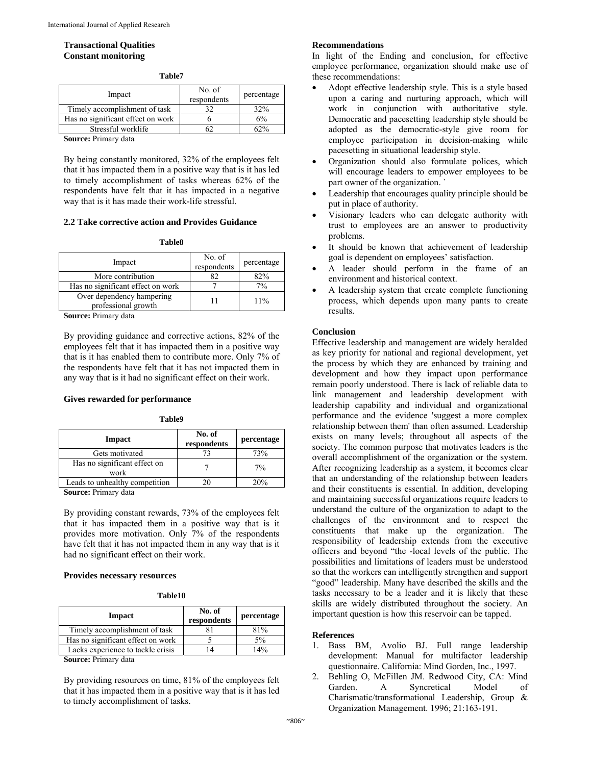**Transactional Qualities**

**Constant monitoring**

**Table7**

| Impact | No. of respondents | percentage |
|---|---|---|
| Timely accomplishment of task | 32 | 32% |
| Has no significant effect on work | 6 | 6% |
| Stressful worklife | 62 | 62% |

**Source:** Primary data

By being constantly monitored, 32% of the employees felt that it has impacted them in a positive way that is it has led to timely accomplishment of tasks whereas 62% of the respondents have felt that it has impacted in a negative way that is it has made their work-life stressful.

### 2.2 Take corrective action and Provides Guidance

**Table8**

| Impact | No. of respondents | percentage |
|---|---|---|
| More contribution | 82 | 82% |
| Has no significant effect on work | 7 | 7% |
| Over dependency hampering professional growth | 11 | 11% |

**Source:** Primary data

By providing guidance and corrective actions, 82% of the employees felt that it has impacted them in a positive way that is it has enabled them to contribute more. Only 7% of the respondents have felt that it has not impacted them in any way that is it had no significant effect on their work.

**Gives rewarded for performance**

**Table9**

| Impact | No. of respondents | percentage |
|---|---|---|
| Gets motivated | 73 | 73% |
| Has no significant effect on work | 7 | 7% |
| Leads to unhealthy competition | 20 | 20% |

**Source:** Primary data

By providing constant rewards, 73% of the employees felt that it has impacted them in a positive way that is it provides more motivation. Only 7% of the respondents have felt that it has not impacted them in any way that is it had no significant effect on their work.

**Provides necessary resources**

**Table10**

| Impact | No. of respondents | percentage |
|---|---|---|
| Timely accomplishment of task | 81 | 81% |
| Has no significant effect on work | 5 | 5% |
| Lacks experience to tackle crisis | 14 | 14% |

**Source:** Primary data

By providing resources on time, 81% of the employees felt that it has impacted them in a positive way that is it has led to timely accomplishment of tasks.

### Recommendations

In light of the Ending and conclusion, for effective employee performance, organization should make use of these recommendations:

- Adopt effective leadership style. This is a style based upon a caring and nurturing approach, which will work in conjunction with authoritative style. Democratic and pacesetting leadership style should be adopted as the democratic-style give room for employee participation in decision-making while pacesetting in situational leadership style.
- Organization should also formulate polices, which will encourage leaders to empower employees to be part owner of the organization. `
- Leadership that encourages quality principle should be put in place of authority.
- Visionary leaders who can delegate authority with trust to employees are an answer to productivity problems.
- It should be known that achievement of leadership goal is dependent on employees' satisfaction.
- A leader should perform in the frame of an environment and historical context.
- A leadership system that create complete functioning process, which depends upon many pants to create results.

### Conclusion

Effective leadership and management are widely heralded as key priority for national and regional development, yet the process by which they are enhanced by training and development and how they impact upon performance remain poorly understood. There is lack of reliable data to link management and leadership development with leadership capability and individual and organizational performance and the evidence 'suggest a more complex relationship between them' than often assumed. Leadership exists on many levels; throughout all aspects of the society. The common purpose that motivates leaders is the overall accomplishment of the organization or the system. After recognizing leadership as a system, it becomes clear that an understanding of the relationship between leaders and their constituents is essential. In addition, developing and maintaining successful organizations require leaders to understand the culture of the organization to adapt to the challenges of the environment and to respect the constituents that make up the organization. The responsibility of leadership extends from the executive officers and beyond "the -local levels of the public. The possibilities and limitations of leaders must be understood so that the workers can intelligently strengthen and support "good" leadership. Many have described the skills and the tasks necessary to be a leader and it is likely that these skills are widely distributed throughout the society. An important question is how this reservoir can be tapped.

### References

1. Bass BM, Avolio BJ. Full range leadership development: Manual for multifactor leadership questionnaire. California: Mind Gorden, Inc., 1997.
2. Behling O, McFillen JM. Redwood City, CA: Mind Garden. A Syncretical Model of Charismatic/transformational Leadership, Group & Organization Management. 1996; 21:163-191.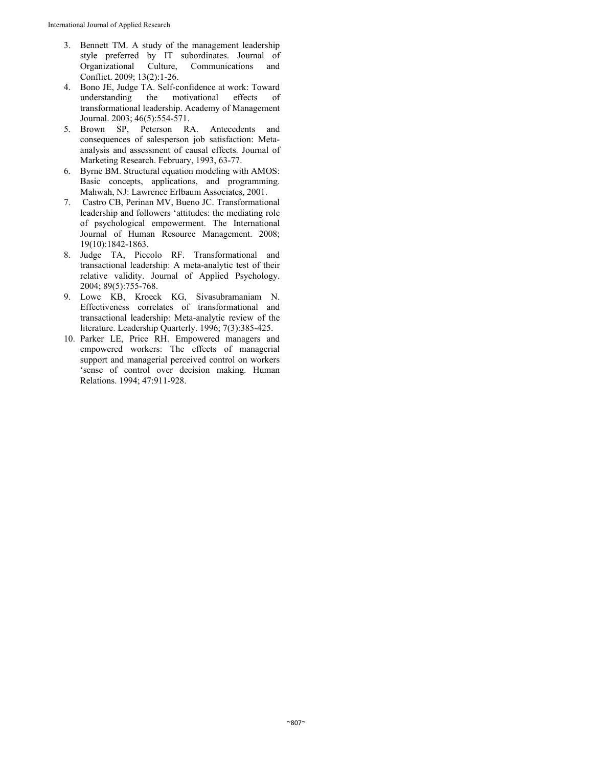3. Bennett TM. A study of the management leadership style preferred by IT subordinates. Journal of Organizational Culture, Communications and Conflict. 2009; 13(2):1-26.
4. Bono JE, Judge TA. Self-confidence at work: Toward understanding the motivational effects of transformational leadership. Academy of Management Journal. 2003; 46(5):554-571.
5. Brown SP, Peterson RA. Antecedents and consequences of salesperson job satisfaction: Meta-analysis and assessment of causal effects. Journal of Marketing Research. February, 1993, 63-77.
6. Byrne BM. Structural equation modeling with AMOS: Basic concepts, applications, and programming. Mahwah, NJ: Lawrence Erlbaum Associates, 2001.
7. Castro CB, Perinan MV, Bueno JC. Transformational leadership and followers 'attitudes: the mediating role of psychological empowerment. The International Journal of Human Resource Management. 2008; 19(10):1842-1863.
8. Judge TA, Piccolo RF. Transformational and transactional leadership: A meta-analytic test of their relative validity. Journal of Applied Psychology. 2004; 89(5):755-768.
9. Lowe KB, Kroeck KG, Sivasubramaniam N. Effectiveness correlates of transformational and transactional leadership: Meta-analytic review of the literature. Leadership Quarterly. 1996; 7(3):385-425.
10. Parker LE, Price RH. Empowered managers and empowered workers: The effects of managerial support and managerial perceived control on workers 'sense of control over decision making. Human Relations. 1994; 47:911-928.